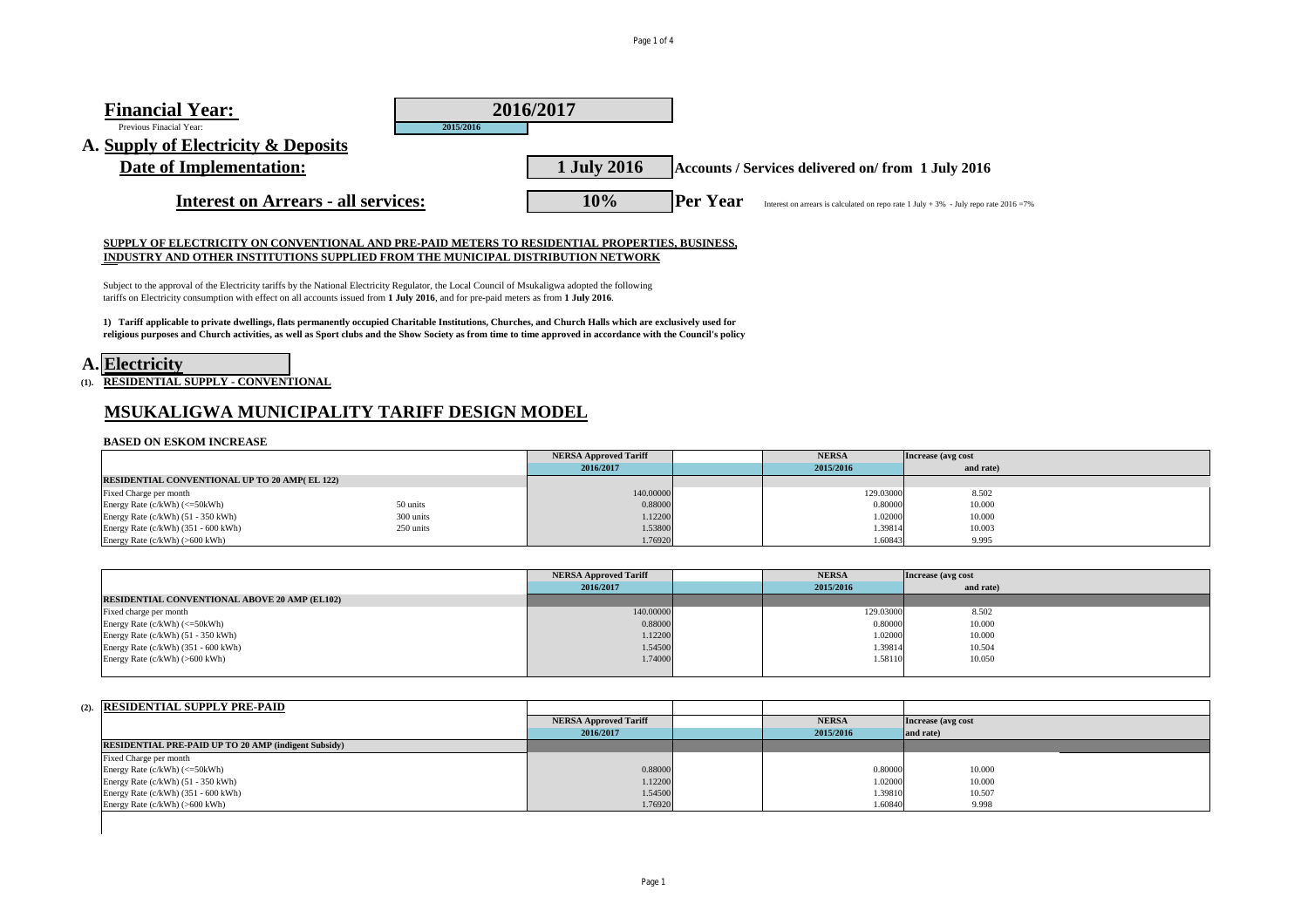## Financial Year: 2016/2017

Previous Finacial Year: 2015/2016

## A. Supply of Electricity & Deposits

**Date of Implementation:** **1 July 2016** **Accounts / Services delivered on/ from 1 July 2016**

**Interest on Arrears - all services:** **10%** **Per Year** Interest on arrears is calculated on repo rate 1 July + 3% - July repo rate 2016 =7%

**SUPPLY OF ELECTRICITY ON CONVENTIONAL AND PRE-PAID METERS TO RESIDENTIAL PROPERTIES, BUSINESS, INDUSTRY AND OTHER INSTITUTIONS SUPPLIED FROM THE MUNICIPAL DISTRIBUTION NETWORK**

Subject to the approval of the Electricity tariffs by the National Electricity Regulator, the Local Council of Msukaligwa adopted the following tariffs on Electricity consumption with effect on all accounts issued from **1 July 2016**, and for pre-paid meters as from **1 July 2016**.

**1) Tariff applicable to private dwellings, flats permanently occupied Charitable Institutions, Churches, and Church Halls which are exclusively used for religious purposes and Church activities, as well as Sport clubs and the Show Society as from time to time approved in accordance with the Council's policy**

## A. Electricity

**(1). RESIDENTIAL SUPPLY - CONVENTIONAL**

## MSUKALIGWA MUNICIPALITY TARIFF DESIGN MODEL

**BASED ON ESKOM INCREASE**

| | | NERSA Approved Tariff | | NERSA | Increase (avg cost |
|---|---|---|---|---|---|
| | | 2016/2017 | | 2015/2016 | and rate) |
| **RESIDENTIAL CONVENTIONAL UP TO 20 AMP( EL 122)** | | | | | |
| Fixed Charge per month | | 140.00000 | | 129.03000 | 8.502 |
| Energy Rate (c/kWh) (<=50kWh) | 50 units | 0.88000 | | 0.80000 | 10.000 |
| Energy Rate (c/kWh) (51 - 350 kWh) | 300 units | 1.12200 | | 1.02000 | 10.000 |
| Energy Rate (c/kWh) (351 - 600 kWh) | 250 units | 1.53800 | | 1.39814 | 10.003 |
| Energy Rate (c/kWh) (>600 kWh) | | 1.76920 | | 1.60843 | 9.995 |

| | | NERSA Approved Tariff | | NERSA | Increase (avg cost |
|---|---|---|---|---|---|
| | | 2016/2017 | | 2015/2016 | and rate) |
| **RESIDENTIAL CONVENTIONAL ABOVE 20 AMP (EL102)** | | | | | |
| Fixed charge per month | | 140.00000 | | 129.03000 | 8.502 |
| Energy Rate (c/kWh) (<=50kWh) | | 0.88000 | | 0.80000 | 10.000 |
| Energy Rate (c/kWh) (51 - 350 kWh) | | 1.12200 | | 1.02000 | 10.000 |
| Energy Rate (c/kWh) (351 - 600 kWh) | | 1.54500 | | 1.39814 | 10.504 |
| Energy Rate (c/kWh) (>600 kWh) | | 1.74000 | | 1.58110 | 10.050 |

**(2). RESIDENTIAL SUPPLY PRE-PAID**

| | NERSA Approved Tariff | | NERSA | Increase (avg cost |
|---|---|---|---|---|
| | 2016/2017 | | 2015/2016 | and rate) |
| **RESIDENTIAL PRE-PAID UP TO 20 AMP (indigent Subsidy)** | | | | |
| Fixed Charge per month | | | | |
| Energy Rate (c/kWh) (<=50kWh) | 0.88000 | | 0.80000 | 10.000 |
| Energy Rate (c/kWh) (51 - 350 kWh) | 1.12200 | | 1.02000 | 10.000 |
| Energy Rate (c/kWh) (351 - 600 kWh) | 1.54500 | | 1.39810 | 10.507 |
| Energy Rate (c/kWh) (>600 kWh) | 1.76920 | | 1.60840 | 9.998 |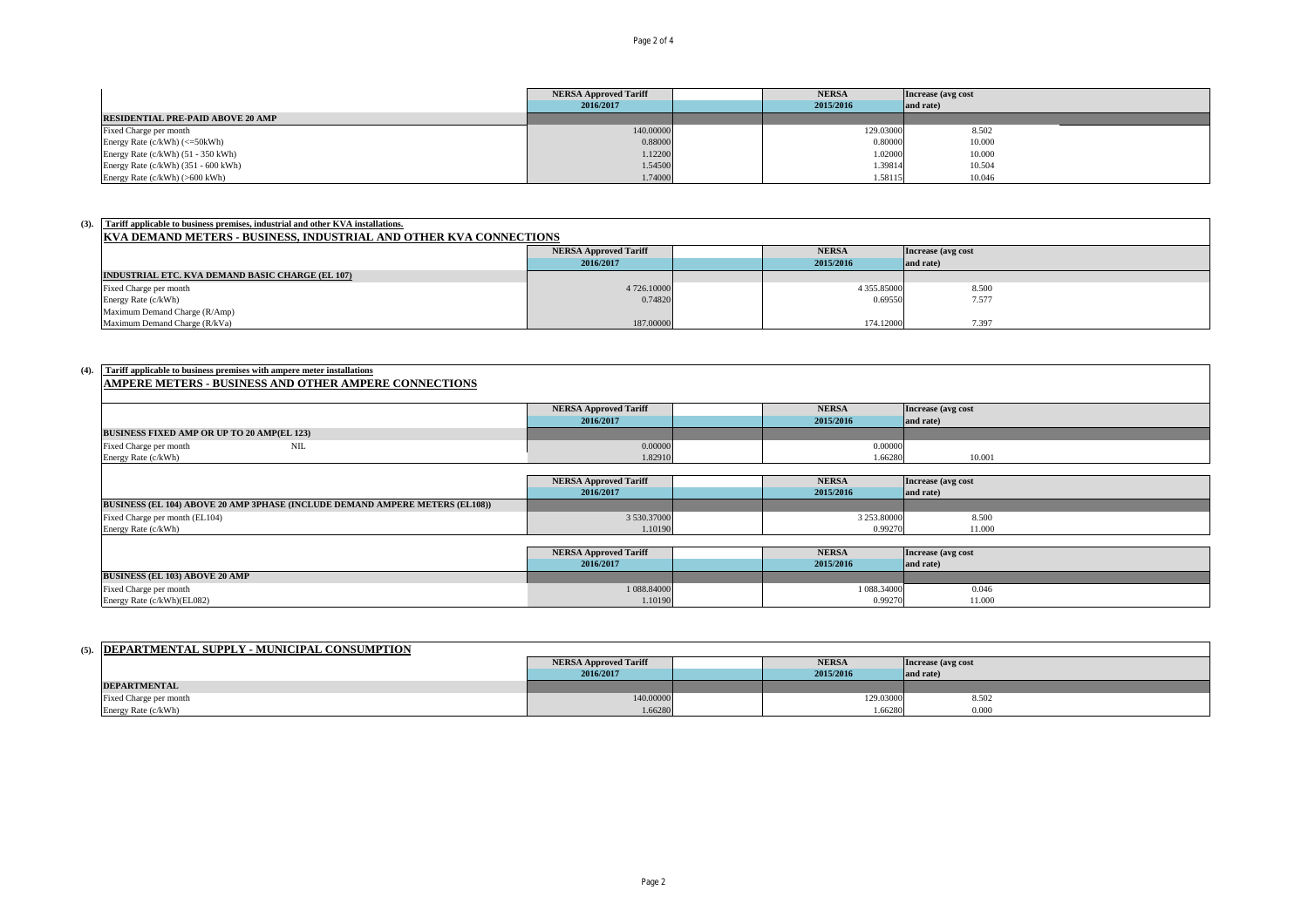| | NERSA Approved Tariff 2016/2017 | | NERSA 2015/2016 | Increase (avg cost and rate) |
|---|---|---|---|---|
| **RESIDENTIAL PRE-PAID ABOVE 20 AMP** | | | | |
| Fixed Charge per month | 140.00000 | | 129.03000 | 8.502 |
| Energy Rate (c/kWh) (<=50kWh) | 0.88000 | | 0.80000 | 10.000 |
| Energy Rate (c/kWh) (51 - 350 kWh) | 1.12200 | | 1.02000 | 10.000 |
| Energy Rate (c/kWh) (351 - 600 kWh) | 1.54500 | | 1.39814 | 10.504 |
| Energy Rate (c/kWh) (>600 kWh) | 1.74000 | | 1.58115 | 10.046 |

**(3). Tariff applicable to business premises, industrial and other KVA installations.**

## KVA DEMAND METERS - BUSINESS, INDUSTRIAL AND OTHER KVA CONNECTIONS

| | NERSA Approved Tariff 2016/2017 | | NERSA 2015/2016 | Increase (avg cost and rate) |
|---|---|---|---|---|
| **INDUSTRIAL ETC. KVA DEMAND BASIC CHARGE (EL 107)** | | | | |
| Fixed Charge per month | 4 726.10000 | | 4 355.85000 | 8.500 |
| Energy Rate (c/kWh) | 0.74820 | | 0.69550 | 7.577 |
| Maximum Demand Charge (R/Amp) | | | | |
| Maximum Demand Charge (R/kVa) | 187.00000 | | 174.12000 | 7.397 |

**(4). Tariff applicable to business premises with ampere meter installations**

## AMPERE METERS - BUSINESS AND OTHER AMPERE CONNECTIONS

| | NERSA Approved Tariff 2016/2017 | | NERSA 2015/2016 | Increase (avg cost and rate) |
|---|---|---|---|---|
| **BUSINESS FIXED AMP OR UP TO 20 AMP(EL 123)** | | | | |
| Fixed Charge per month NIL | 0.00000 | | 0.00000 | |
| Energy Rate (c/kWh) | 1.82910 | | 1.66280 | 10.001 |

| | NERSA Approved Tariff 2016/2017 | | NERSA 2015/2016 | Increase (avg cost and rate) |
|---|---|---|---|---|
| **BUSINESS (EL 104) ABOVE 20 AMP 3PHASE (INCLUDE DEMAND AMPERE METERS (EL108))** | | | | |
| Fixed Charge per month (EL104) | 3 530.37000 | | 3 253.80000 | 8.500 |
| Energy Rate (c/kWh) | 1.10190 | | 0.99270 | 11.000 |

| | NERSA Approved Tariff 2016/2017 | | NERSA 2015/2016 | Increase (avg cost and rate) |
|---|---|---|---|---|
| **BUSINESS (EL 103) ABOVE 20 AMP** | | | | |
| Fixed Charge per month | 1 088.84000 | | 1 088.34000 | 0.046 |
| Energy Rate (c/kWh)(EL082) | 1.10190 | | 0.99270 | 11.000 |

## (5). DEPARTMENTAL SUPPLY - MUNICIPAL CONSUMPTION

| | NERSA Approved Tariff 2016/2017 | | NERSA 2015/2016 | Increase (avg cost and rate) |
|---|---|---|---|---|
| **DEPARTMENTAL** | | | | |
| Fixed Charge per month | 140.00000 | | 129.03000 | 8.502 |
| Energy Rate (c/kWh) | 1.66280 | | 1.66280 | 0.000 |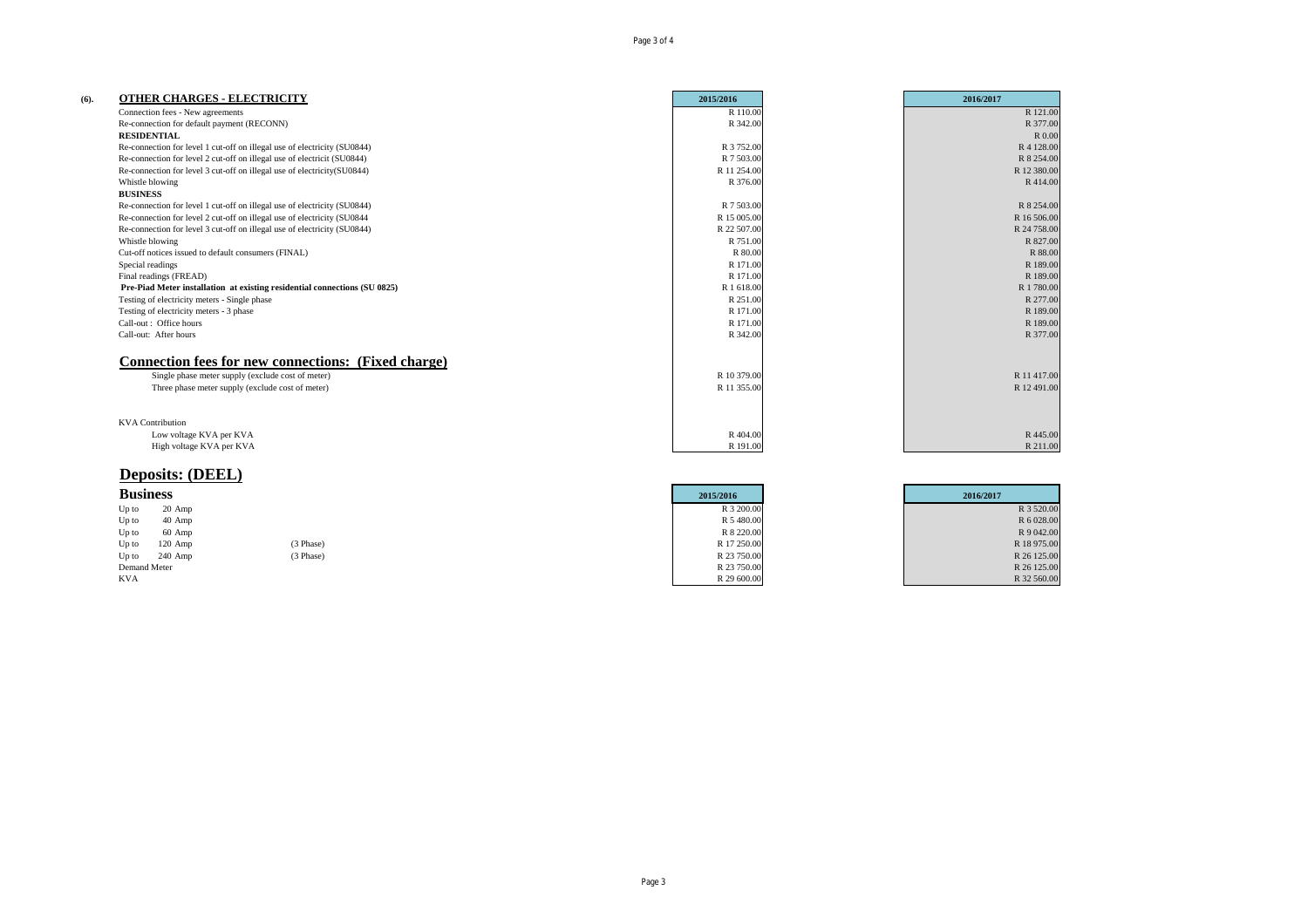## (6). OTHER CHARGES - ELECTRICITY

| | 2015/2016 | 2016/2017 |
|---|---|---|
| Connection fees - New agreements | R 110.00 | R 121.00 |
| Re-connection for default payment (RECONN) | R 342.00 | R 377.00 |
| **RESIDENTIAL** | | R 0.00 |
| Re-connection for level 1 cut-off on illegal use of electricity (SU0844) | R 3 752.00 | R 4 128.00 |
| Re-connection for level 2 cut-off on illegal use of electricit (SU0844) | R 7 503.00 | R 8 254.00 |
| Re-connection for level 3 cut-off on illegal use of electricity(SU0844) | R 11 254.00 | R 12 380.00 |
| Whistle blowing | R 376.00 | R 414.00 |
| **BUSINESS** | | |
| Re-connection for level 1 cut-off on illegal use of electricity (SU0844) | R 7 503.00 | R 8 254.00 |
| Re-connection for level 2 cut-off on illegal use of electricity (SU0844 | R 15 005.00 | R 16 506.00 |
| Re-connection for level 3 cut-off on illegal use of electricity (SU0844) | R 22 507.00 | R 24 758.00 |
| Whistle blowing | R 751.00 | R 827.00 |
| Cut-off notices issued to default consumers (FINAL) | R 80.00 | R 88.00 |
| Special readings | R 171.00 | R 189.00 |
| Final readings (FREAD) | R 171.00 | R 189.00 |
| **Pre-Piad Meter installation at existing residential connections (SU 0825)** | R 1 618.00 | R 1 780.00 |
| Testing of electricity meters - Single phase | R 251.00 | R 277.00 |
| Testing of electricity meters - 3 phase | R 171.00 | R 189.00 |
| Call-out : Office hours | R 171.00 | R 189.00 |
| Call-out: After hours | R 342.00 | R 377.00 |
| **Connection fees for new connections: (Fixed charge)** | | |
| Single phase meter supply (exclude cost of meter) | R 10 379.00 | R 11 417.00 |
| Three phase meter supply (exclude cost of meter) | R 11 355.00 | R 12 491.00 |
| KVA Contribution | | |
| Low voltage KVA per KVA | R 404.00 | R 445.00 |
| High voltage KVA per KVA | R 191.00 | R 211.00 |

## Deposits: (DEEL)

### Business

| | | | 2015/2016 | 2016/2017 |
|---|---|---|---|---|
| Up to | 20 Amp | | R 3 200.00 | R 3 520.00 |
| Up to | 40 Amp | | R 5 480.00 | R 6 028.00 |
| Up to | 60 Amp | | R 8 220.00 | R 9 042.00 |
| Up to | 120 Amp | (3 Phase) | R 17 250.00 | R 18 975.00 |
| Up to | 240 Amp | (3 Phase) | R 23 750.00 | R 26 125.00 |
| Demand Meter | | | R 23 750.00 | R 26 125.00 |
| KVA | | | R 29 600.00 | R 32 560.00 |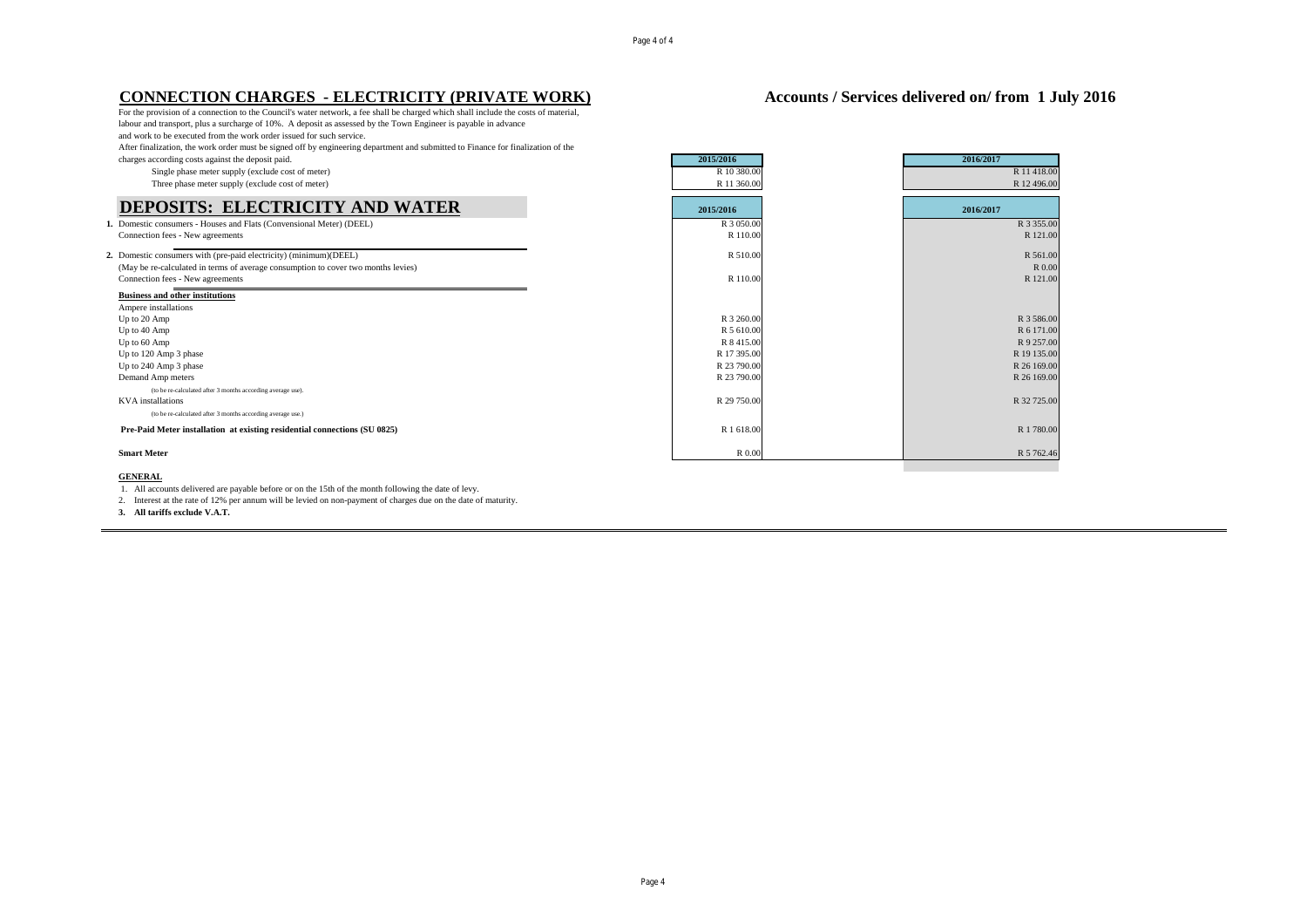## CONNECTION CHARGES - ELECTRICITY (PRIVATE WORK)

## Accounts / Services delivered on/ from 1 July 2016

For the provision of a connection to the Council's water network, a fee shall be charged which shall include the costs of material, labour and transport, plus a surcharge of 10%. A deposit as assessed by the Town Engineer is payable in advance and work to be executed from the work order issued for such service.
After finalization, the work order must be signed off by engineering department and submitted to Finance for finalization of the charges according costs against the deposit paid.

| | 2015/2016 | 2016/2017 |
|---|---|---|
| Single phase meter supply (exclude cost of meter) | R 10 380.00 | R 11 418.00 |
| Three phase meter supply (exclude cost of meter) | R 11 360.00 | R 12 496.00 |

## DEPOSITS: ELECTRICITY AND WATER

| | 2015/2016 | 2016/2017 |
|---|---|---|
| **1.** Domestic consumers - Houses and Flats (Convensional Meter) (DEEL) | R 3 050.00 | R 3 355.00 |
| Connection fees - New agreements | R 110.00 | R 121.00 |
| **2.** Domestic consumers with (pre-paid electricity) (minimum)(DEEL) | R 510.00 | R 561.00 |
| (May be re-calculated in terms of average consumption to cover two months levies) | | R 0.00 |
| Connection fees - New agreements | R 110.00 | R 121.00 |
| **Business and other institutions** | | |
| Ampere installations | | |
| Up to 20 Amp | R 3 260.00 | R 3 586.00 |
| Up to 40 Amp | R 5 610.00 | R 6 171.00 |
| Up to 60 Amp | R 8 415.00 | R 9 257.00 |
| Up to 120 Amp 3 phase | R 17 395.00 | R 19 135.00 |
| Up to 240 Amp 3 phase | R 23 790.00 | R 26 169.00 |
| Demand Amp meters | R 23 790.00 | R 26 169.00 |
| (to be re-calculated after 3 months according average use). | | |
| KVA installations | R 29 750.00 | R 32 725.00 |
| (to be re-calculated after 3 months according average use.) | | |
| **Pre-Paid Meter installation at existing residential connections (SU 0825)** | R 1 618.00 | R 1 780.00 |
| **Smart Meter** | R 0.00 | R 5 762.46 |

**GENERAL**

1. All accounts delivered are payable before or on the 15th of the month following the date of levy.
2. Interest at the rate of 12% per annum will be levied on non-payment of charges due on the date of maturity.
3. **All tariffs exclude V.A.T.**